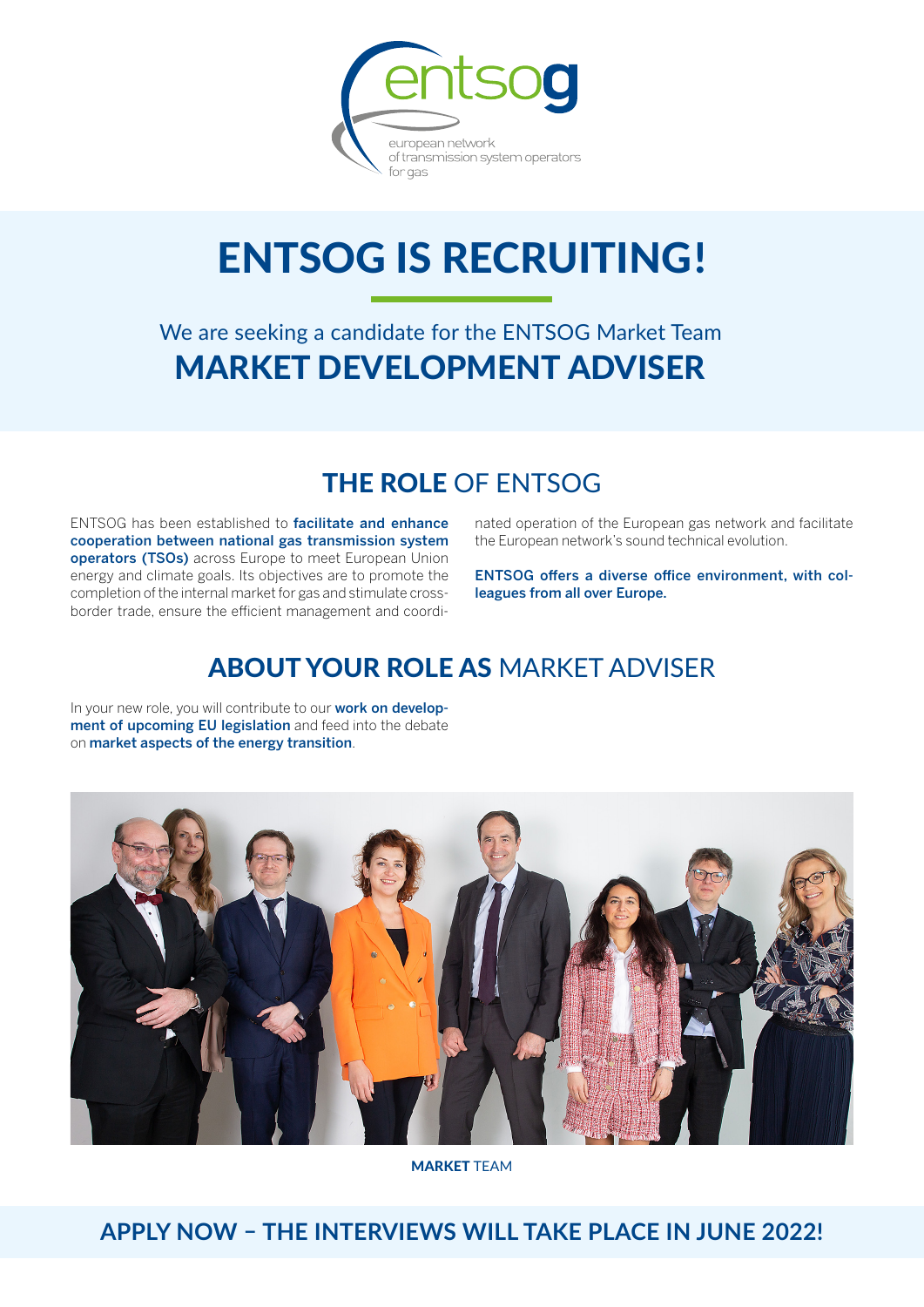entsog

european network of transmission system operators for gas

# ENTSOG IS RECRUITING!

We are seeking a candidate for the ENTSOG Market Team

## MARKET DEVELOPMENT ADVISER

## THE ROLE OF ENTSOG

ENTSOG has been established to **facilitate and enhance cooperation between national gas transmission system operators (TSOs)** across Europe to meet European Union energy and climate goals. Its objectives are to promote the completion of the internal market for gas and stimulate cross-border trade, ensure the efficient management and coordinated operation of the European gas network and facilitate the European network's sound technical evolution.

**ENTSOG offers a diverse office environment, with colleagues from all over Europe.**

## ABOUT YOUR ROLE AS MARKET ADVISER

In your new role, you will contribute to our **work on development of upcoming EU legislation** and feed into the debate on **market aspects of the energy transition**.

**MARKET** TEAM

## APPLY NOW – THE INTERVIEWS WILL TAKE PLACE IN JUNE 2022!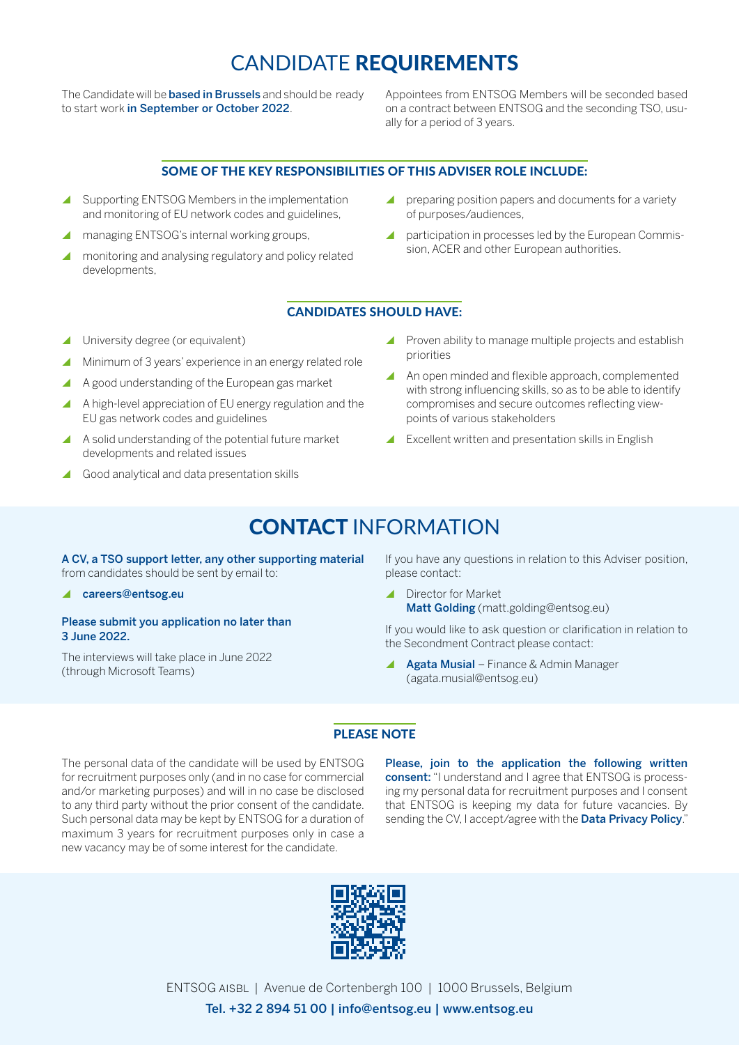# CANDIDATE **REQUIREMENTS**

The Candidate will be **based in Brussels** and should be ready to start work **in September or October 2022**.

Appointees from ENTSOG Members will be seconded based on a contract between ENTSOG and the seconding TSO, usually for a period of 3 years.

## SOME OF THE KEY RESPONSIBILITIES OF THIS ADVISER ROLE INCLUDE:

- Supporting ENTSOG Members in the implementation and monitoring of EU network codes and guidelines,
- managing ENTSOG's internal working groups,
- monitoring and analysing regulatory and policy related developments,
- preparing position papers and documents for a variety of purposes/audiences,
- participation in processes led by the European Commission, ACER and other European authorities.

## CANDIDATES SHOULD HAVE:

- University degree (or equivalent)
- Minimum of 3 years' experience in an energy related role
- A good understanding of the European gas market
- A high-level appreciation of EU energy regulation and the EU gas network codes and guidelines
- A solid understanding of the potential future market developments and related issues
- Good analytical and data presentation skills
- Proven ability to manage multiple projects and establish priorities
- An open minded and flexible approach, complemented with strong influencing skills, so as to be able to identify compromises and secure outcomes reflecting viewpoints of various stakeholders
- Excellent written and presentation skills in English

# **CONTACT** INFORMATION

**A CV, a TSO support letter, any other supporting material** from candidates should be sent by email to:

- **careers@entsog.eu**

**Please submit you application no later than 3 June 2022.**

The interviews will take place in June 2022 (through Microsoft Teams)

If you have any questions in relation to this Adviser position, please contact:

- Director for Market
  **Matt Golding** (matt.golding@entsog.eu)

If you would like to ask question or clarification in relation to the Secondment Contract please contact:

- **Agata Musial** – Finance & Admin Manager (agata.musial@entsog.eu)

## PLEASE NOTE

The personal data of the candidate will be used by ENTSOG for recruitment purposes only (and in no case for commercial and/or marketing purposes) and will in no case be disclosed to any third party without the prior consent of the candidate. Such personal data may be kept by ENTSOG for a duration of maximum 3 years for recruitment purposes only in case a new vacancy may be of some interest for the candidate.

**Please, join to the application the following written consent:** "I understand and I agree that ENTSOG is processing my personal data for recruitment purposes and I consent that ENTSOG is keeping my data for future vacancies. By sending the CV, I accept/agree with the **Data Privacy Policy**."

ENTSOG AISBL | Avenue de Cortenbergh 100 | 1000 Brussels, Belgium
**Tel. +32 2 894 51 00 | info@entsog.eu | www.entsog.eu**